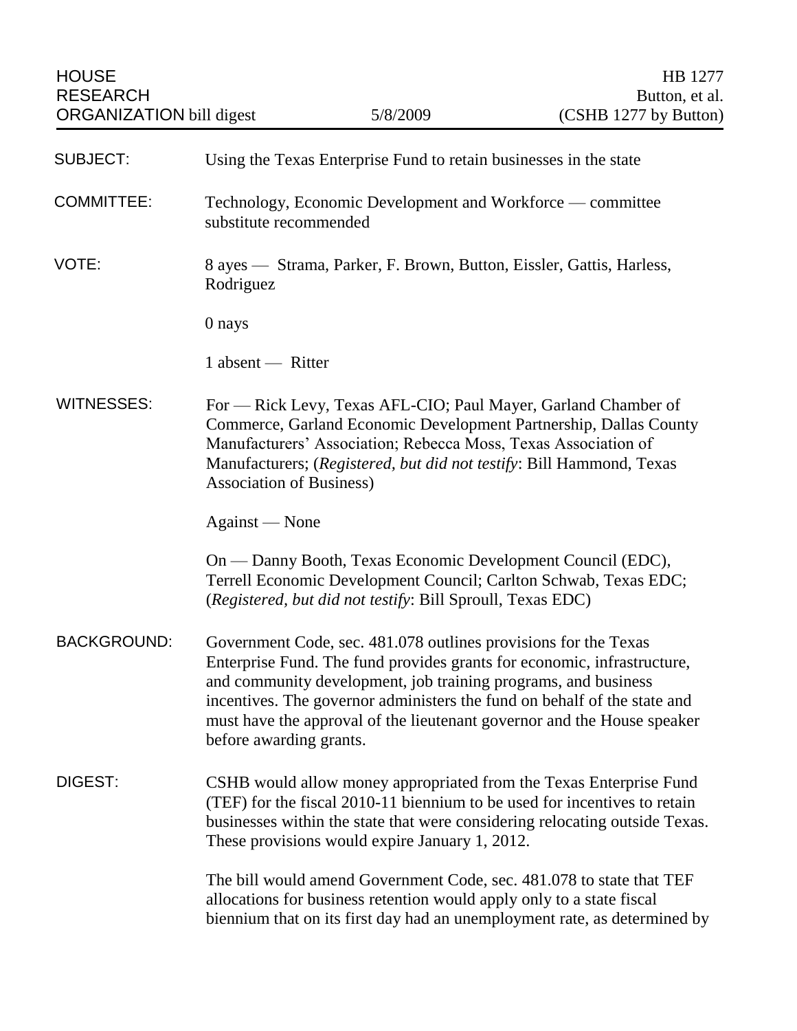HOUSE RESEARCH ORGANIZATION bill digest — 5/8/2009 — HB 1277 Button, et al. (CSHB 1277 by Button)

**SUBJECT:** Using the Texas Enterprise Fund to retain businesses in the state

**COMMITTEE:** Technology, Economic Development and Workforce — committee substitute recommended

**VOTE:** 8 ayes — Strama, Parker, F. Brown, Button, Eissler, Gattis, Harless, Rodriguez

0 nays

1 absent — Ritter

**WITNESSES:** For — Rick Levy, Texas AFL-CIO; Paul Mayer, Garland Chamber of Commerce, Garland Economic Development Partnership, Dallas County Manufacturers' Association; Rebecca Moss, Texas Association of Manufacturers; (*Registered, but did not testify*: Bill Hammond, Texas Association of Business)

Against — None

On — Danny Booth, Texas Economic Development Council (EDC), Terrell Economic Development Council; Carlton Schwab, Texas EDC; (*Registered, but did not testify*: Bill Sproull, Texas EDC)

**BACKGROUND:** Government Code, sec. 481.078 outlines provisions for the Texas Enterprise Fund. The fund provides grants for economic, infrastructure, and community development, job training programs, and business incentives. The governor administers the fund on behalf of the state and must have the approval of the lieutenant governor and the House speaker before awarding grants.

**DIGEST:** CSHB would allow money appropriated from the Texas Enterprise Fund (TEF) for the fiscal 2010-11 biennium to be used for incentives to retain businesses within the state that were considering relocating outside Texas. These provisions would expire January 1, 2012.

The bill would amend Government Code, sec. 481.078 to state that TEF allocations for business retention would apply only to a state fiscal biennium that on its first day had an unemployment rate, as determined by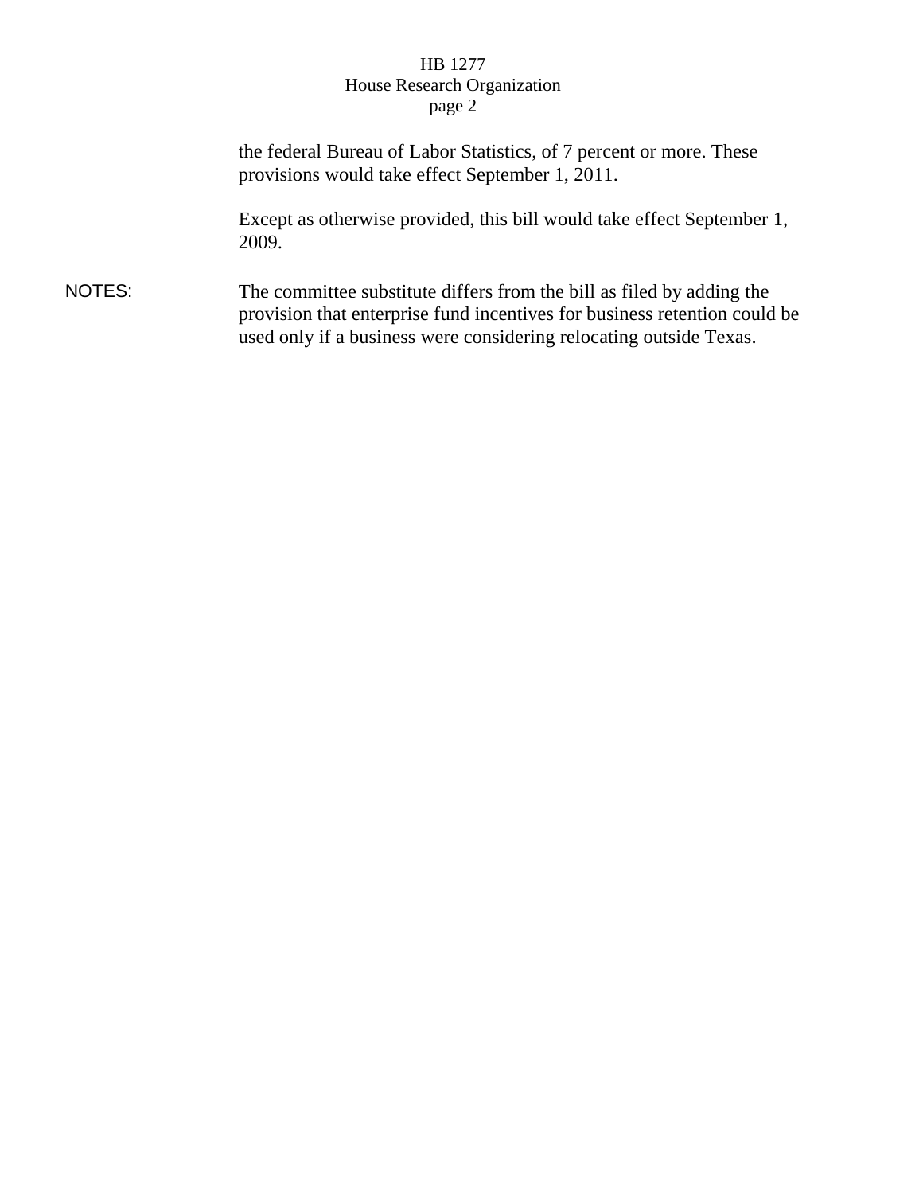the federal Bureau of Labor Statistics, of 7 percent or more. These provisions would take effect September 1, 2011.

Except as otherwise provided, this bill would take effect September 1, 2009.

NOTES: The committee substitute differs from the bill as filed by adding the provision that enterprise fund incentives for business retention could be used only if a business were considering relocating outside Texas.